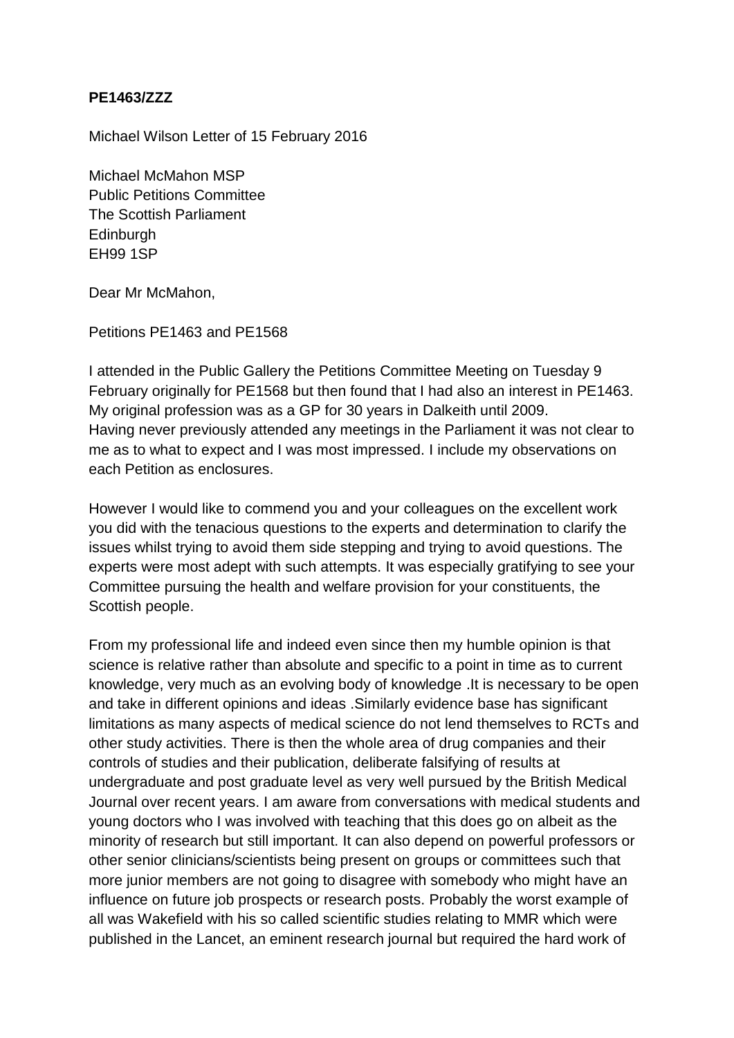**PE1463/ZZZ**

Michael Wilson Letter of 15 February 2016

Michael McMahon MSP
Public Petitions Committee
The Scottish Parliament
Edinburgh
EH99 1SP

Dear Mr McMahon,

Petitions PE1463 and PE1568

I attended in the Public Gallery the Petitions Committee Meeting on Tuesday 9 February originally for PE1568 but then found that I had also an interest in PE1463. My original profession was as a GP for 30 years in Dalkeith until 2009. Having never previously attended any meetings in the Parliament it was not clear to me as to what to expect and I was most impressed. I include my observations on each Petition as enclosures.

However I would like to commend you and your colleagues on the excellent work you did with the tenacious questions to the experts and determination to clarify the issues whilst trying to avoid them side stepping and trying to avoid questions. The experts were most adept with such attempts. It was especially gratifying to see your Committee pursuing the health and welfare provision for your constituents, the Scottish people.

From my professional life and indeed even since then my humble opinion is that science is relative rather than absolute and specific to a point in time as to current knowledge, very much as an evolving body of knowledge .It is necessary to be open and take in different opinions and ideas .Similarly evidence base has significant limitations as many aspects of medical science do not lend themselves to RCTs and other study activities. There is then the whole area of drug companies and their controls of studies and their publication, deliberate falsifying of results at undergraduate and post graduate level as very well pursued by the British Medical Journal over recent years. I am aware from conversations with medical students and young doctors who I was involved with teaching that this does go on albeit as the minority of research but still important. It can also depend on powerful professors or other senior clinicians/scientists being present on groups or committees such that more junior members are not going to disagree with somebody who might have an influence on future job prospects or research posts. Probably the worst example of all was Wakefield with his so called scientific studies relating to MMR which were published in the Lancet, an eminent research journal but required the hard work of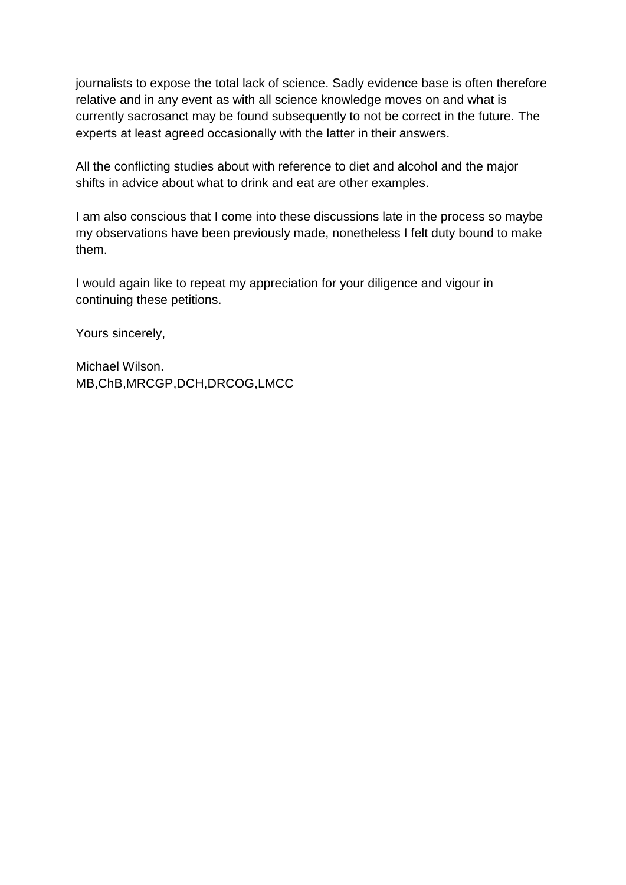journalists to expose the total lack of science. Sadly evidence base is often therefore relative and in any event as with all science knowledge moves on and what is currently sacrosanct may be found subsequently to not be correct in the future. The experts at least agreed occasionally with the latter in their answers.

All the conflicting studies about with reference to diet and alcohol and the major shifts in advice about what to drink and eat are other examples.

I am also conscious that I come into these discussions late in the process so maybe my observations have been previously made, nonetheless I felt duty bound to make them.

I would again like to repeat my appreciation for your diligence and vigour in continuing these petitions.

Yours sincerely,

Michael Wilson.
MB,ChB,MRCGP,DCH,DRCOG,LMCC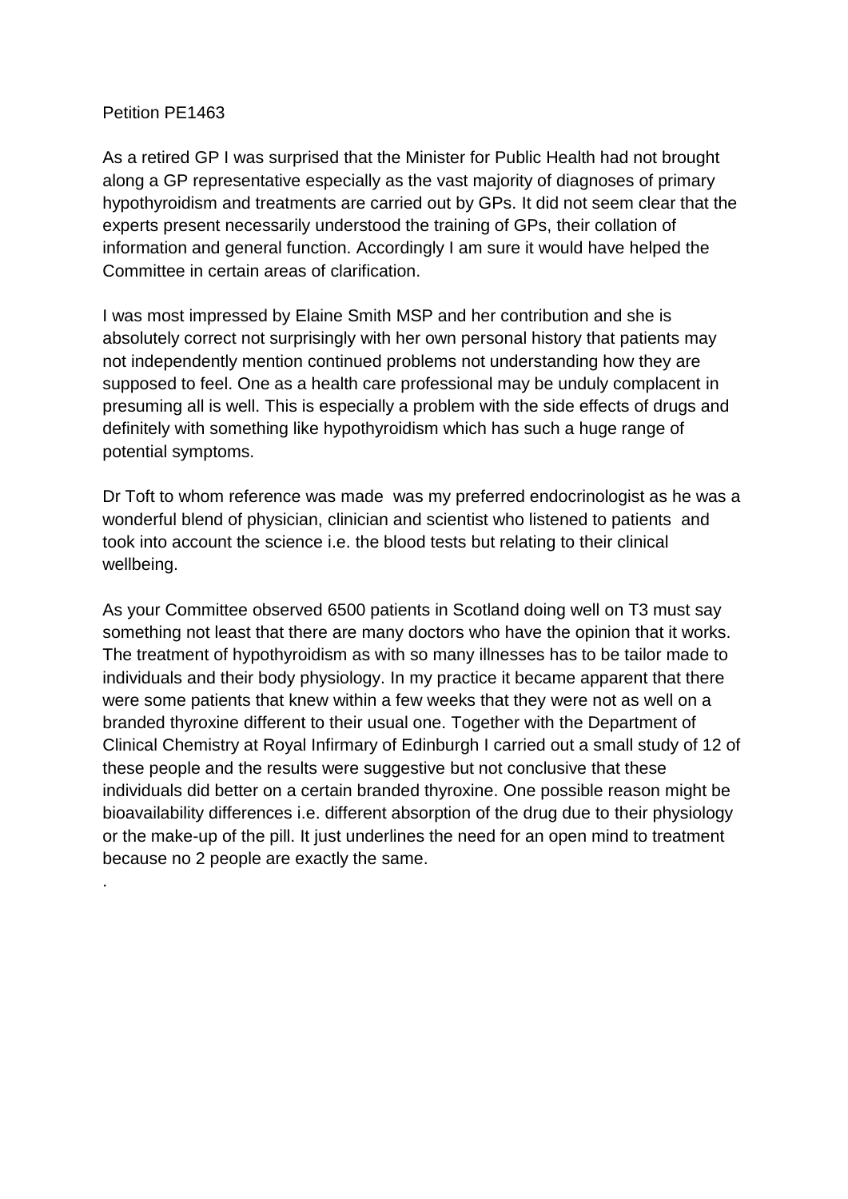Petition PE1463

As a retired GP I was surprised that the Minister for Public Health had not brought along a GP representative especially as the vast majority of diagnoses of primary hypothyroidism and treatments are carried out by GPs. It did not seem clear that the experts present necessarily understood the training of GPs, their collation of information and general function. Accordingly I am sure it would have helped the Committee in certain areas of clarification.

I was most impressed by Elaine Smith MSP and her contribution and she is absolutely correct not surprisingly with her own personal history that patients may not independently mention continued problems not understanding how they are supposed to feel. One as a health care professional may be unduly complacent in presuming all is well. This is especially a problem with the side effects of drugs and definitely with something like hypothyroidism which has such a huge range of potential symptoms.

Dr Toft to whom reference was made was my preferred endocrinologist as he was a wonderful blend of physician, clinician and scientist who listened to patients and took into account the science i.e. the blood tests but relating to their clinical wellbeing.

As your Committee observed 6500 patients in Scotland doing well on T3 must say something not least that there are many doctors who have the opinion that it works. The treatment of hypothyroidism as with so many illnesses has to be tailor made to individuals and their body physiology. In my practice it became apparent that there were some patients that knew within a few weeks that they were not as well on a branded thyroxine different to their usual one. Together with the Department of Clinical Chemistry at Royal Infirmary of Edinburgh I carried out a small study of 12 of these people and the results were suggestive but not conclusive that these individuals did better on a certain branded thyroxine. One possible reason might be bioavailability differences i.e. different absorption of the drug due to their physiology or the make-up of the pill. It just underlines the need for an open mind to treatment because no 2 people are exactly the same.

.